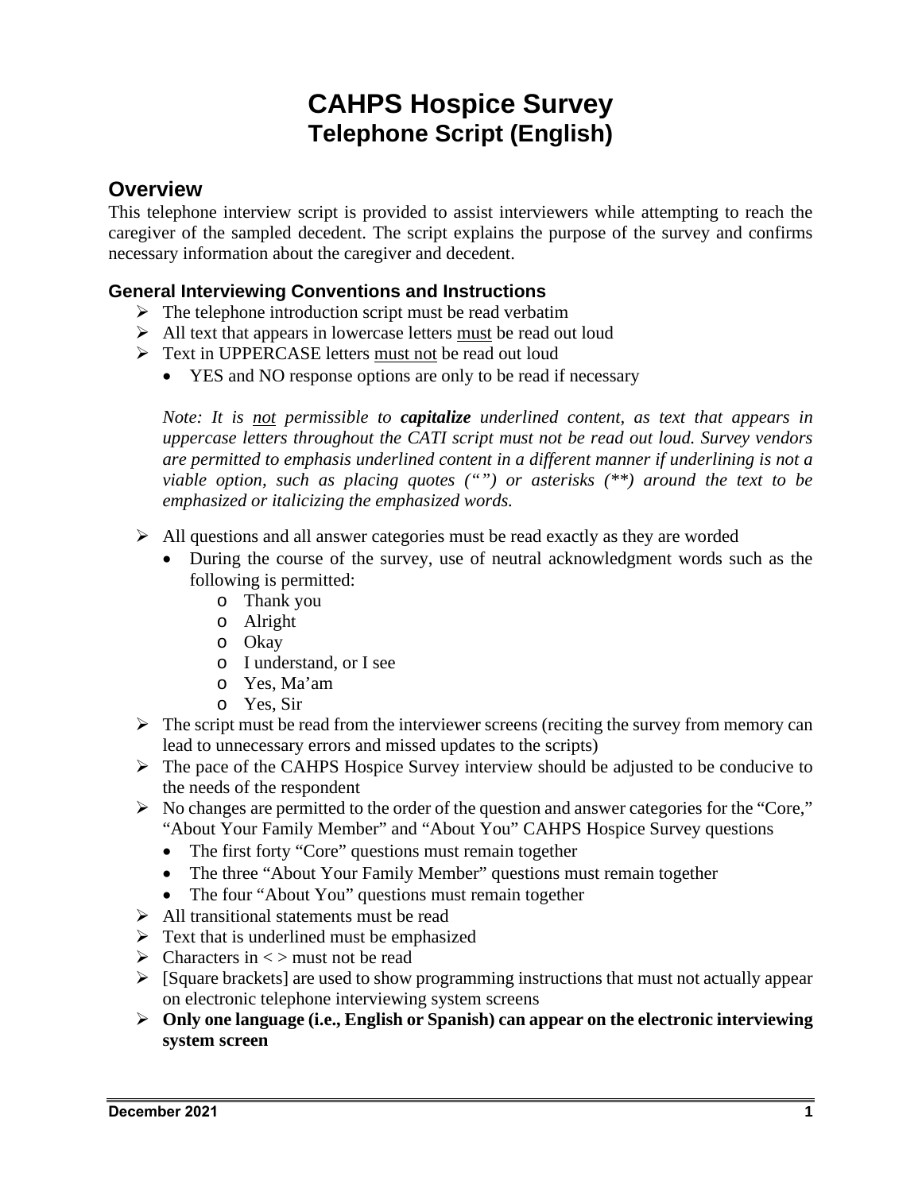# CAHPS Hospice Survey
## Telephone Script (English)

## Overview

This telephone interview script is provided to assist interviewers while attempting to reach the caregiver of the sampled decedent. The script explains the purpose of the survey and confirms necessary information about the caregiver and decedent.

### General Interviewing Conventions and Instructions

- The telephone introduction script must be read verbatim
- All text that appears in lowercase letters <u>must</u> be read out loud
- Text in UPPERCASE letters <u>must not</u> be read out loud
  - YES and NO response options are only to be read if necessary

  *Note: It is <u>not</u> permissible to **capitalize** underlined content, as text that appears in uppercase letters throughout the CATI script must not be read out loud. Survey vendors are permitted to emphasis underlined content in a different manner if underlining is not a viable option, such as placing quotes (“”) or asterisks (**) around the text to be emphasized or italicizing the emphasized words.*

- All questions and all answer categories must be read exactly as they are worded
  - During the course of the survey, use of neutral acknowledgment words such as the following is permitted:
    - Thank you
    - Alright
    - Okay
    - I understand, or I see
    - Yes, Ma’am
    - Yes, Sir
- The script must be read from the interviewer screens (reciting the survey from memory can lead to unnecessary errors and missed updates to the scripts)
- The pace of the CAHPS Hospice Survey interview should be adjusted to be conducive to the needs of the respondent
- No changes are permitted to the order of the question and answer categories for the “Core,” “About Your Family Member” and “About You” CAHPS Hospice Survey questions
  - The first forty “Core” questions must remain together
  - The three “About Your Family Member” questions must remain together
  - The four “About You” questions must remain together
- All transitional statements must be read
- Text that is underlined must be emphasized
- Characters in < > must not be read
- [Square brackets] are used to show programming instructions that must not actually appear on electronic telephone interviewing system screens
- **Only one language (i.e., English or Spanish) can appear on the electronic interviewing system screen**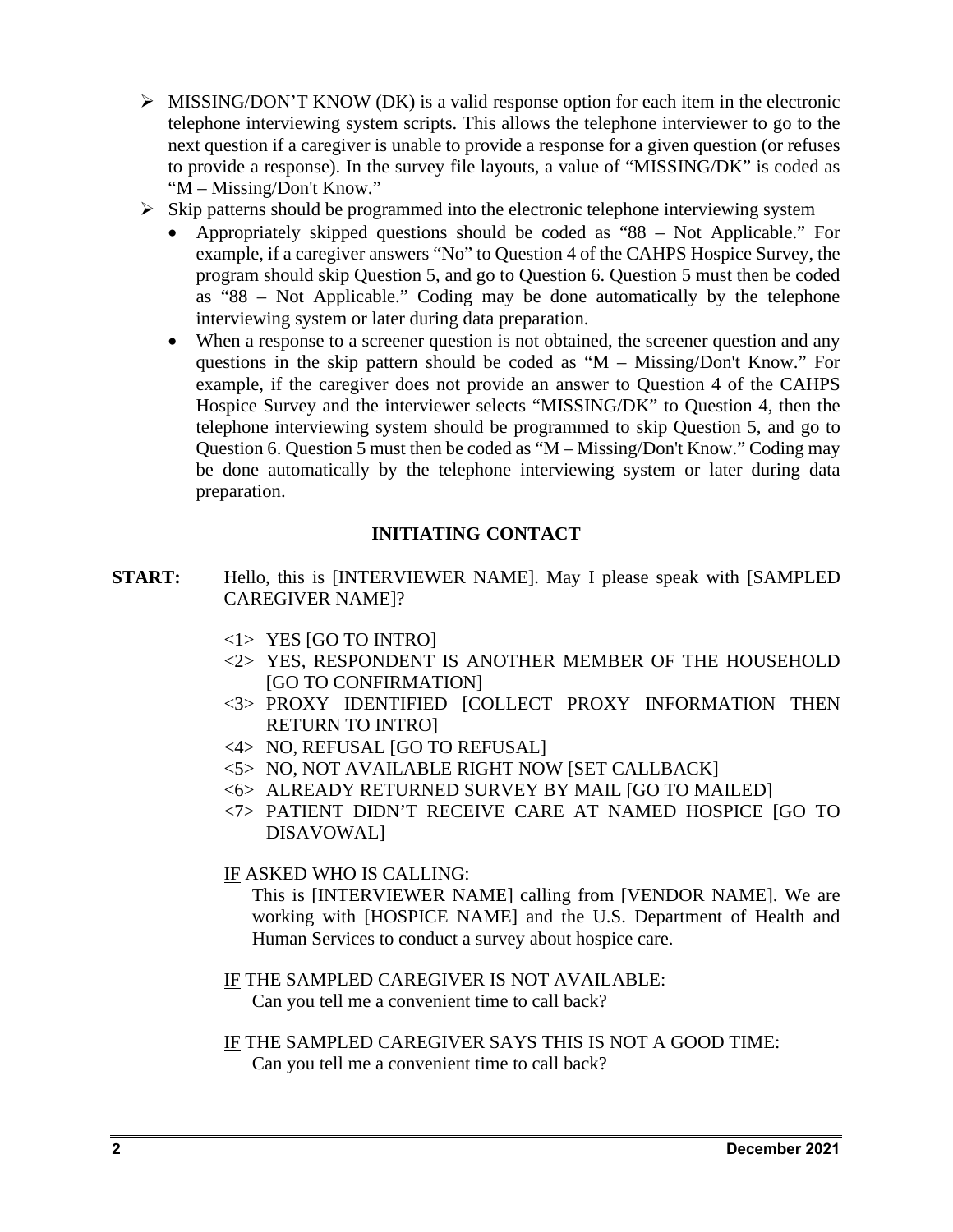- MISSING/DON'T KNOW (DK) is a valid response option for each item in the electronic telephone interviewing system scripts. This allows the telephone interviewer to go to the next question if a caregiver is unable to provide a response for a given question (or refuses to provide a response). In the survey file layouts, a value of "MISSING/DK" is coded as "M – Missing/Don't Know."
- Skip patterns should be programmed into the electronic telephone interviewing system
  - Appropriately skipped questions should be coded as "88 – Not Applicable." For example, if a caregiver answers "No" to Question 4 of the CAHPS Hospice Survey, the program should skip Question 5, and go to Question 6. Question 5 must then be coded as "88 – Not Applicable." Coding may be done automatically by the telephone interviewing system or later during data preparation.
  - When a response to a screener question is not obtained, the screener question and any questions in the skip pattern should be coded as "M – Missing/Don't Know." For example, if the caregiver does not provide an answer to Question 4 of the CAHPS Hospice Survey and the interviewer selects "MISSING/DK" to Question 4, then the telephone interviewing system should be programmed to skip Question 5, and go to Question 6. Question 5 must then be coded as "M – Missing/Don't Know." Coding may be done automatically by the telephone interviewing system or later during data preparation.

## INITIATING CONTACT

**START:** Hello, this is [INTERVIEWER NAME]. May I please speak with [SAMPLED CAREGIVER NAME]?

<1> YES [GO TO INTRO]
<2> YES, RESPONDENT IS ANOTHER MEMBER OF THE HOUSEHOLD [GO TO CONFIRMATION]
<3> PROXY IDENTIFIED [COLLECT PROXY INFORMATION THEN RETURN TO INTRO]
<4> NO, REFUSAL [GO TO REFUSAL]
<5> NO, NOT AVAILABLE RIGHT NOW [SET CALLBACK]
<6> ALREADY RETURNED SURVEY BY MAIL [GO TO MAILED]
<7> PATIENT DIDN'T RECEIVE CARE AT NAMED HOSPICE [GO TO DISAVOWAL]

IF ASKED WHO IS CALLING:
This is [INTERVIEWER NAME] calling from [VENDOR NAME]. We are working with [HOSPICE NAME] and the U.S. Department of Health and Human Services to conduct a survey about hospice care.

IF THE SAMPLED CAREGIVER IS NOT AVAILABLE:
Can you tell me a convenient time to call back?

IF THE SAMPLED CAREGIVER SAYS THIS IS NOT A GOOD TIME:
Can you tell me a convenient time to call back?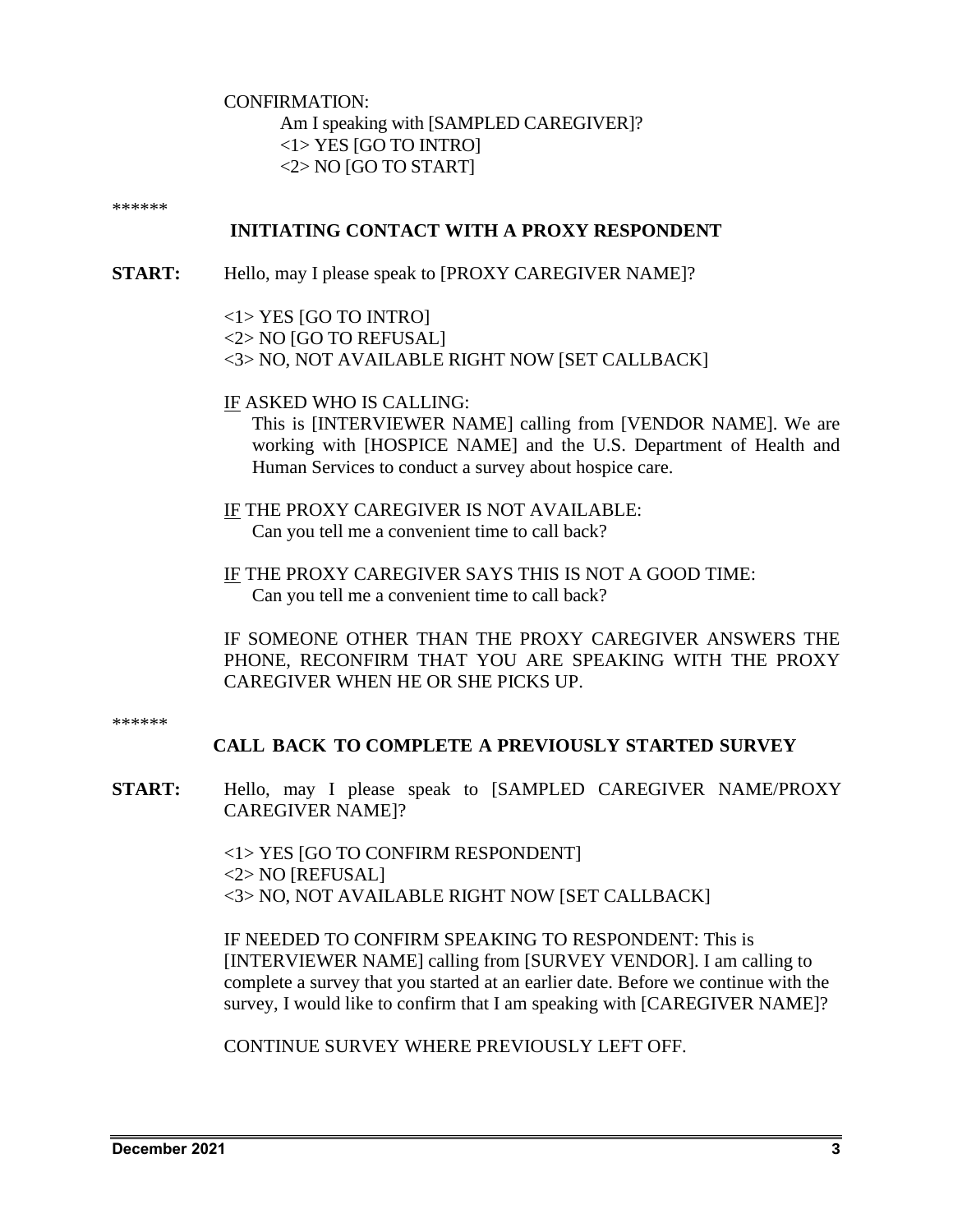CONFIRMATION:

Am I speaking with [SAMPLED CAREGIVER]?

<1> YES [GO TO INTRO]

<2> NO [GO TO START]

******

## INITIATING CONTACT WITH A PROXY RESPONDENT

**START:** Hello, may I please speak to [PROXY CAREGIVER NAME]?

<1> YES [GO TO INTRO]

<2> NO [GO TO REFUSAL]

<3> NO, NOT AVAILABLE RIGHT NOW [SET CALLBACK]

IF ASKED WHO IS CALLING:

This is [INTERVIEWER NAME] calling from [VENDOR NAME]. We are working with [HOSPICE NAME] and the U.S. Department of Health and Human Services to conduct a survey about hospice care.

IF THE PROXY CAREGIVER IS NOT AVAILABLE:

Can you tell me a convenient time to call back?

IF THE PROXY CAREGIVER SAYS THIS IS NOT A GOOD TIME:

Can you tell me a convenient time to call back?

IF SOMEONE OTHER THAN THE PROXY CAREGIVER ANSWERS THE PHONE, RECONFIRM THAT YOU ARE SPEAKING WITH THE PROXY CAREGIVER WHEN HE OR SHE PICKS UP.

******

## CALL BACK TO COMPLETE A PREVIOUSLY STARTED SURVEY

**START:** Hello, may I please speak to [SAMPLED CAREGIVER NAME/PROXY CAREGIVER NAME]?

<1> YES [GO TO CONFIRM RESPONDENT]

<2> NO [REFUSAL]

<3> NO, NOT AVAILABLE RIGHT NOW [SET CALLBACK]

IF NEEDED TO CONFIRM SPEAKING TO RESPONDENT: This is [INTERVIEWER NAME] calling from [SURVEY VENDOR]. I am calling to complete a survey that you started at an earlier date. Before we continue with the survey, I would like to confirm that I am speaking with [CAREGIVER NAME]?

CONTINUE SURVEY WHERE PREVIOUSLY LEFT OFF.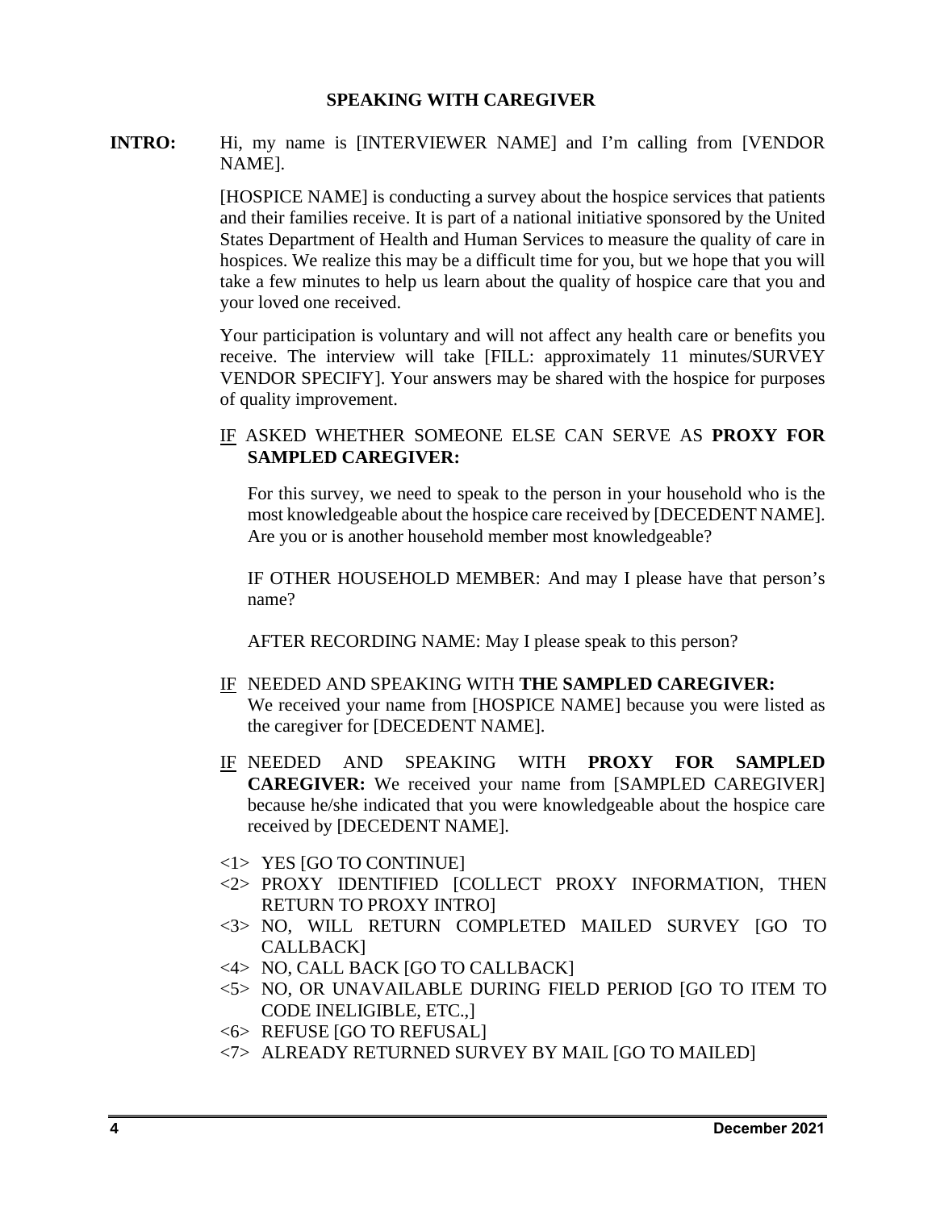## SPEAKING WITH CAREGIVER

**INTRO:** Hi, my name is [INTERVIEWER NAME] and I'm calling from [VENDOR NAME].

[HOSPICE NAME] is conducting a survey about the hospice services that patients and their families receive. It is part of a national initiative sponsored by the United States Department of Health and Human Services to measure the quality of care in hospices. We realize this may be a difficult time for you, but we hope that you will take a few minutes to help us learn about the quality of hospice care that you and your loved one received.

Your participation is voluntary and will not affect any health care or benefits you receive. The interview will take [FILL: approximately 11 minutes/SURVEY VENDOR SPECIFY]. Your answers may be shared with the hospice for purposes of quality improvement.

<u>IF</u> ASKED WHETHER SOMEONE ELSE CAN SERVE AS **PROXY FOR SAMPLED CAREGIVER:**

For this survey, we need to speak to the person in your household who is the most knowledgeable about the hospice care received by [DECEDENT NAME]. Are you or is another household member most knowledgeable?

IF OTHER HOUSEHOLD MEMBER: And may I please have that person's name?

AFTER RECORDING NAME: May I please speak to this person?

<u>IF</u> NEEDED AND SPEAKING WITH **THE SAMPLED CAREGIVER:** We received your name from [HOSPICE NAME] because you were listed as the caregiver for [DECEDENT NAME].

<u>IF</u> NEEDED AND SPEAKING WITH **PROXY FOR SAMPLED CAREGIVER:** We received your name from [SAMPLED CAREGIVER] because he/she indicated that you were knowledgeable about the hospice care received by [DECEDENT NAME].

<1> YES [GO TO CONTINUE]
<2> PROXY IDENTIFIED [COLLECT PROXY INFORMATION, THEN RETURN TO PROXY INTRO]
<3> NO, WILL RETURN COMPLETED MAILED SURVEY [GO TO CALLBACK]
<4> NO, CALL BACK [GO TO CALLBACK]
<5> NO, OR UNAVAILABLE DURING FIELD PERIOD [GO TO ITEM TO CODE INELIGIBLE, ETC.,]
<6> REFUSE [GO TO REFUSAL]
<7> ALREADY RETURNED SURVEY BY MAIL [GO TO MAILED]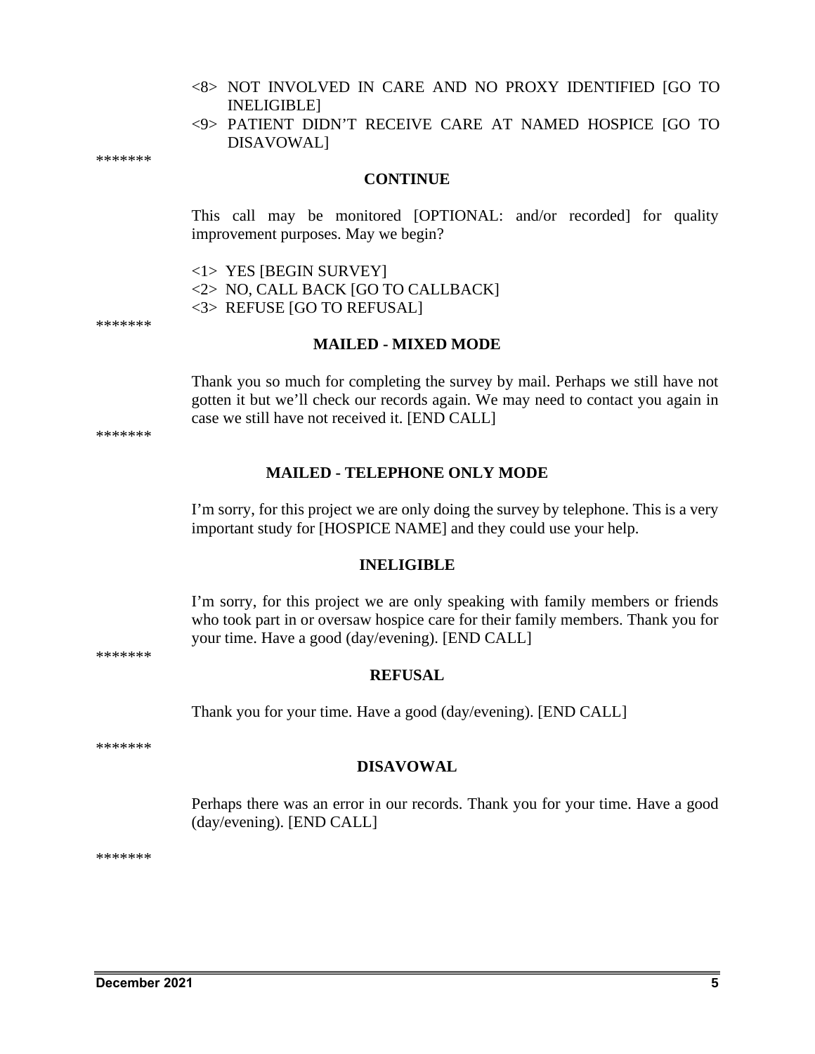<8> NOT INVOLVED IN CARE AND NO PROXY IDENTIFIED [GO TO INELIGIBLE]

<9> PATIENT DIDN'T RECEIVE CARE AT NAMED HOSPICE [GO TO DISAVOWAL]

*******

**CONTINUE**

This call may be monitored [OPTIONAL: and/or recorded] for quality improvement purposes. May we begin?

<1> YES [BEGIN SURVEY]

<2> NO, CALL BACK [GO TO CALLBACK]

<3> REFUSE [GO TO REFUSAL]

*******

**MAILED - MIXED MODE**

Thank you so much for completing the survey by mail. Perhaps we still have not gotten it but we'll check our records again. We may need to contact you again in case we still have not received it. [END CALL]

*******

**MAILED - TELEPHONE ONLY MODE**

I'm sorry, for this project we are only doing the survey by telephone. This is a very important study for [HOSPICE NAME] and they could use your help.

**INELIGIBLE**

I'm sorry, for this project we are only speaking with family members or friends who took part in or oversaw hospice care for their family members. Thank you for your time. Have a good (day/evening). [END CALL]

*******

**REFUSAL**

Thank you for your time. Have a good (day/evening). [END CALL]

*******

**DISAVOWAL**

Perhaps there was an error in our records. Thank you for your time. Have a good (day/evening). [END CALL]

*******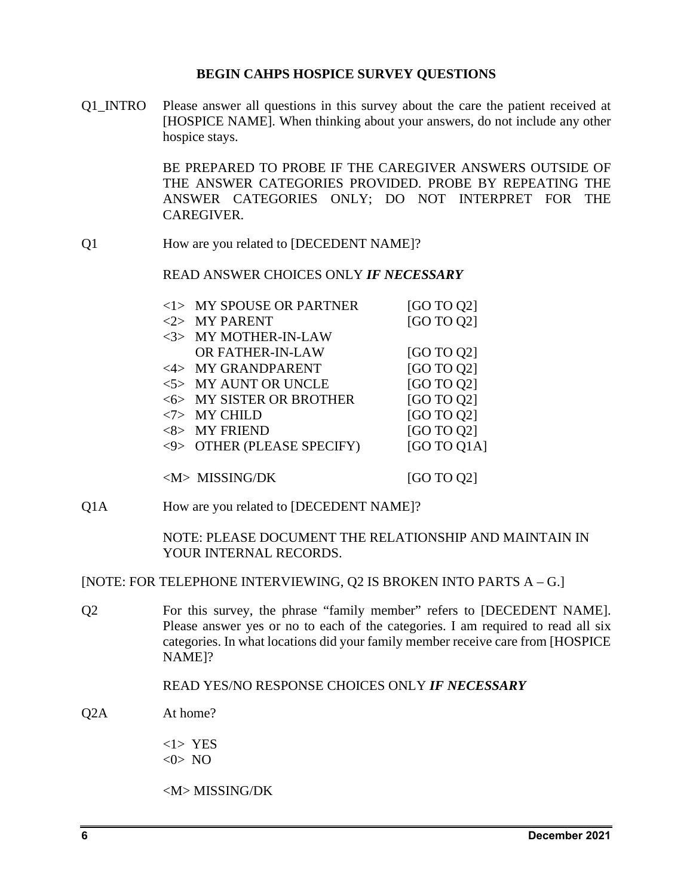**BEGIN CAHPS HOSPICE SURVEY QUESTIONS**

Q1_INTRO Please answer all questions in this survey about the care the patient received at [HOSPICE NAME]. When thinking about your answers, do not include any other hospice stays.

BE PREPARED TO PROBE IF THE CAREGIVER ANSWERS OUTSIDE OF THE ANSWER CATEGORIES PROVIDED. PROBE BY REPEATING THE ANSWER CATEGORIES ONLY; DO NOT INTERPRET FOR THE CAREGIVER.

Q1 How are you related to [DECEDENT NAME]?

READ ANSWER CHOICES ONLY ***IF NECESSARY***

| | |
|---|---|
| <1> MY SPOUSE OR PARTNER | [GO TO Q2] |
| <2> MY PARENT | [GO TO Q2] |
| <3> MY MOTHER-IN-LAW OR FATHER-IN-LAW | [GO TO Q2] |
| <4> MY GRANDPARENT | [GO TO Q2] |
| <5> MY AUNT OR UNCLE | [GO TO Q2] |
| <6> MY SISTER OR BROTHER | [GO TO Q2] |
| <7> MY CHILD | [GO TO Q2] |
| <8> MY FRIEND | [GO TO Q2] |
| <9> OTHER (PLEASE SPECIFY) | [GO TO Q1A] |
| <M> MISSING/DK | [GO TO Q2] |

Q1A How are you related to [DECEDENT NAME]?

NOTE: PLEASE DOCUMENT THE RELATIONSHIP AND MAINTAIN IN YOUR INTERNAL RECORDS.

[NOTE: FOR TELEPHONE INTERVIEWING, Q2 IS BROKEN INTO PARTS A – G.]

Q2 For this survey, the phrase "family member" refers to [DECEDENT NAME]. Please answer yes or no to each of the categories. I am required to read all six categories. In what locations did your family member receive care from [HOSPICE NAME]?

READ YES/NO RESPONSE CHOICES ONLY ***IF NECESSARY***

Q2A At home?

<1> YES
<0> NO

<M> MISSING/DK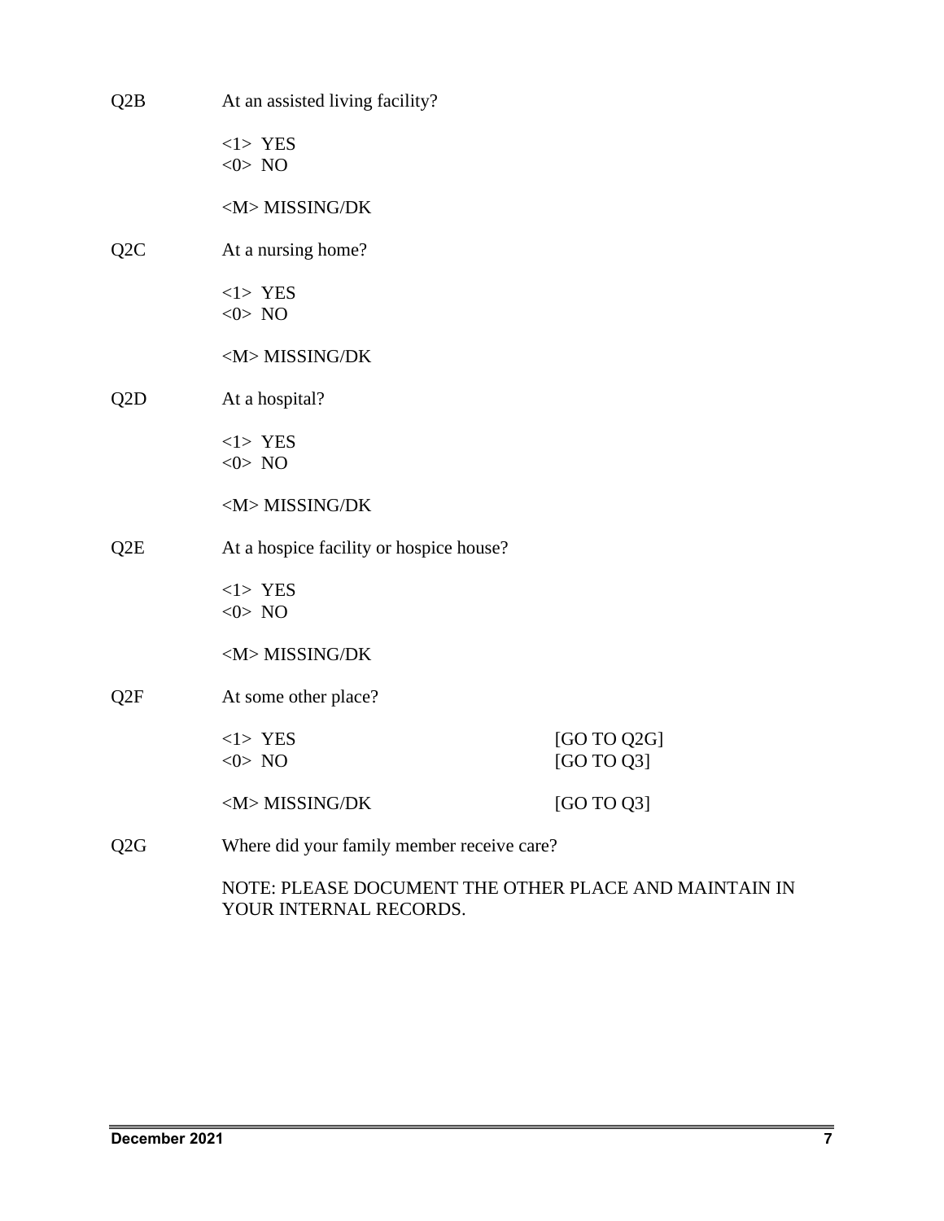Q2B At an assisted living facility?

<1> YES
<0> NO

<M> MISSING/DK

Q2C At a nursing home?

<1> YES
<0> NO

<M> MISSING/DK

Q2D At a hospital?

<1> YES
<0> NO

<M> MISSING/DK

Q2E At a hospice facility or hospice house?

<1> YES
<0> NO

<M> MISSING/DK

Q2F At some other place?

| | |
|---|---|
| <1> YES | [GO TO Q2G] |
| <0> NO | [GO TO Q3] |
| <M> MISSING/DK | [GO TO Q3] |

Q2G Where did your family member receive care?

NOTE: PLEASE DOCUMENT THE OTHER PLACE AND MAINTAIN IN YOUR INTERNAL RECORDS.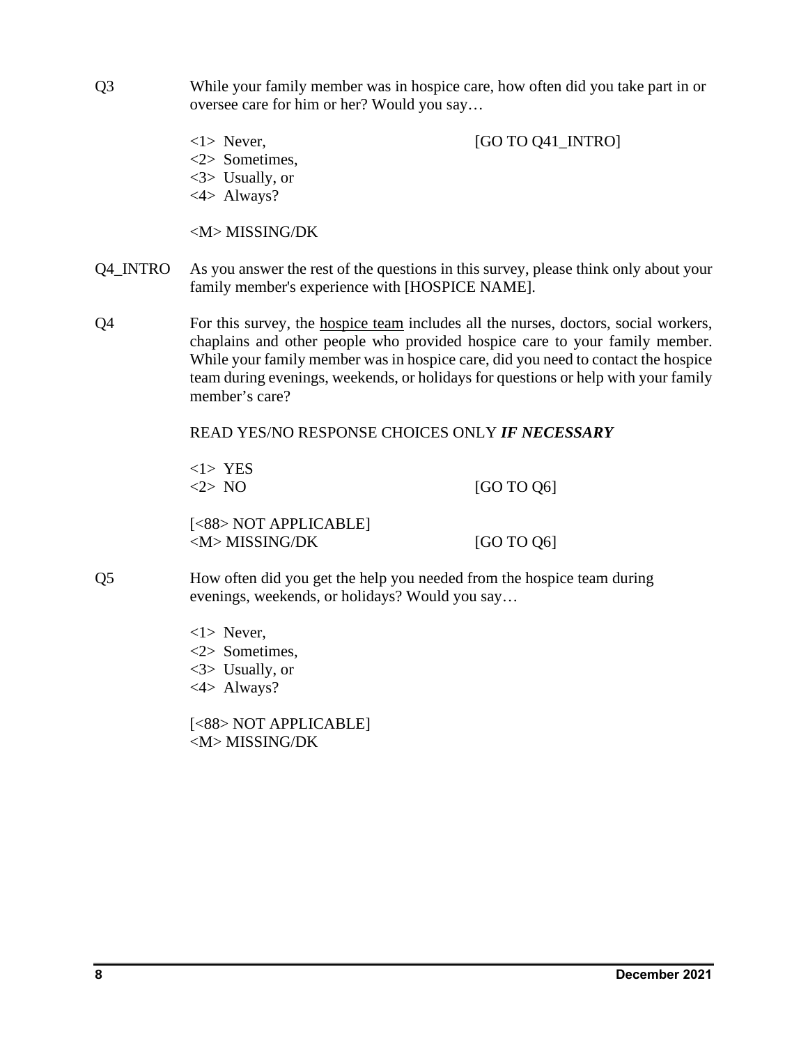Q3 While your family member was in hospice care, how often did you take part in or oversee care for him or her? Would you say…

<1> Never, [GO TO Q41_INTRO]
<2> Sometimes,
<3> Usually, or
<4> Always?

<M> MISSING/DK

Q4_INTRO As you answer the rest of the questions in this survey, please think only about your family member's experience with [HOSPICE NAME].

Q4 For this survey, the <u>hospice team</u> includes all the nurses, doctors, social workers, chaplains and other people who provided hospice care to your family member. While your family member was in hospice care, did you need to contact the hospice team during evenings, weekends, or holidays for questions or help with your family member's care?

READ YES/NO RESPONSE CHOICES ONLY ***IF NECESSARY***

<1> YES
<2> NO [GO TO Q6]

[<88> NOT APPLICABLE]
<M> MISSING/DK [GO TO Q6]

Q5 How often did you get the help you needed from the hospice team during evenings, weekends, or holidays? Would you say…

<1> Never,
<2> Sometimes,
<3> Usually, or
<4> Always?

[<88> NOT APPLICABLE]
<M> MISSING/DK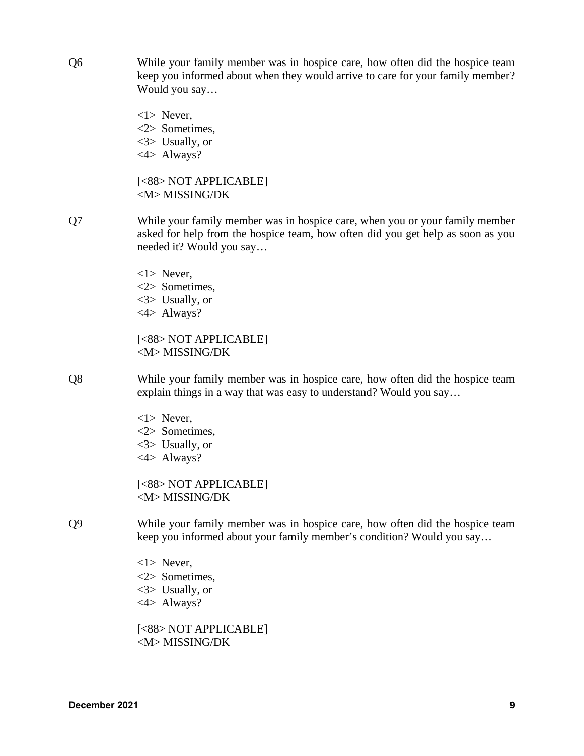Q6 While your family member was in hospice care, how often did the hospice team keep you informed about when they would arrive to care for your family member? Would you say…

<1> Never,
<2> Sometimes,
<3> Usually, or
<4> Always?

[<88> NOT APPLICABLE]
<M> MISSING/DK

Q7 While your family member was in hospice care, when you or your family member asked for help from the hospice team, how often did you get help as soon as you needed it? Would you say…

<1> Never,
<2> Sometimes,
<3> Usually, or
<4> Always?

[<88> NOT APPLICABLE]
<M> MISSING/DK

Q8 While your family member was in hospice care, how often did the hospice team explain things in a way that was easy to understand? Would you say…

<1> Never,
<2> Sometimes,
<3> Usually, or
<4> Always?

[<88> NOT APPLICABLE]
<M> MISSING/DK

Q9 While your family member was in hospice care, how often did the hospice team keep you informed about your family member's condition? Would you say…

<1> Never,
<2> Sometimes,
<3> Usually, or
<4> Always?

[<88> NOT APPLICABLE]
<M> MISSING/DK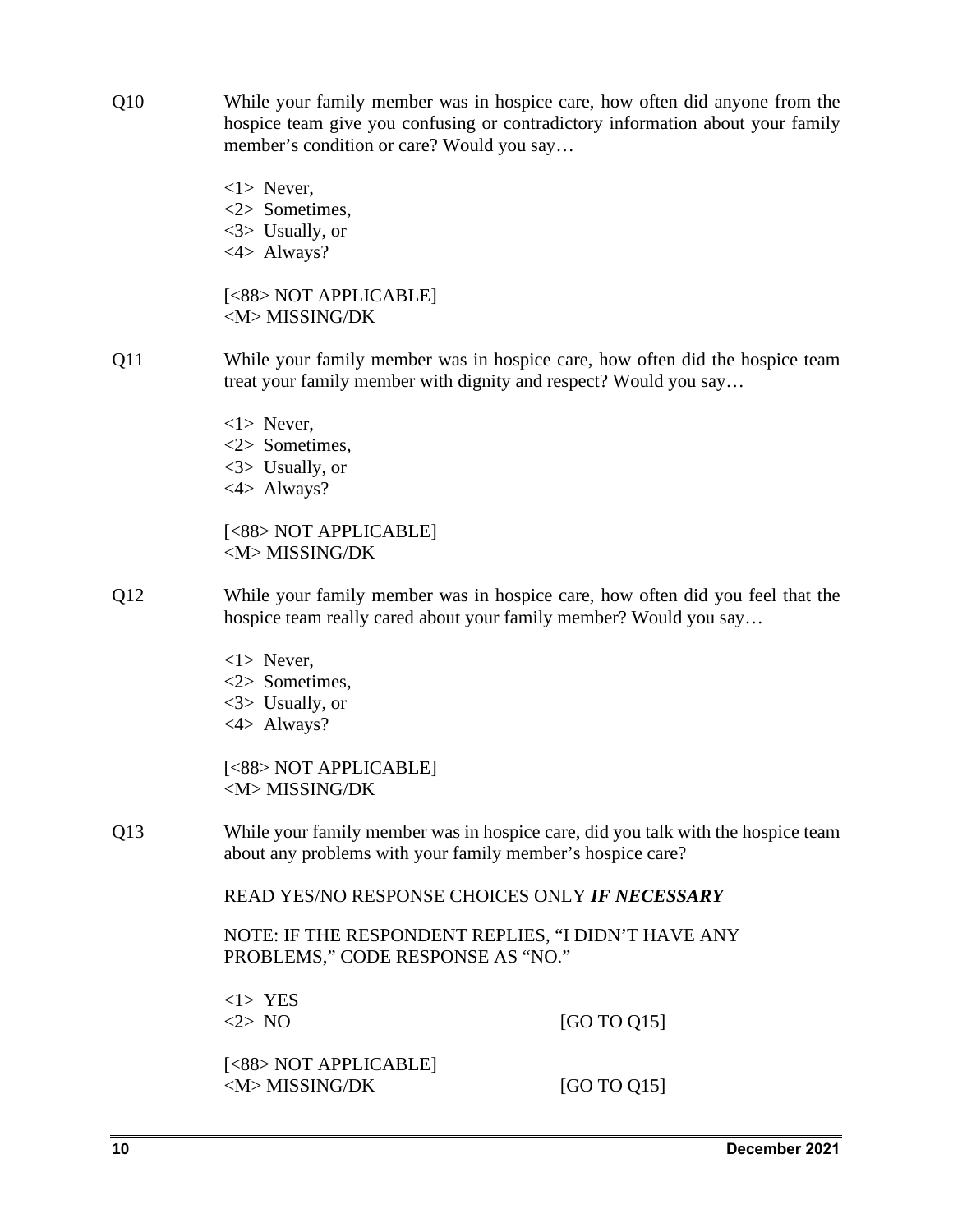Q10 While your family member was in hospice care, how often did anyone from the hospice team give you confusing or contradictory information about your family member's condition or care? Would you say…

<1> Never,
<2> Sometimes,
<3> Usually, or
<4> Always?

[<88> NOT APPLICABLE]
<M> MISSING/DK

Q11 While your family member was in hospice care, how often did the hospice team treat your family member with dignity and respect? Would you say…

<1> Never,
<2> Sometimes,
<3> Usually, or
<4> Always?

[<88> NOT APPLICABLE]
<M> MISSING/DK

Q12 While your family member was in hospice care, how often did you feel that the hospice team really cared about your family member? Would you say…

<1> Never,
<2> Sometimes,
<3> Usually, or
<4> Always?

[<88> NOT APPLICABLE]
<M> MISSING/DK

Q13 While your family member was in hospice care, did you talk with the hospice team about any problems with your family member's hospice care?

READ YES/NO RESPONSE CHOICES ONLY ***IF NECESSARY***

NOTE: IF THE RESPONDENT REPLIES, "I DIDN'T HAVE ANY PROBLEMS," CODE RESPONSE AS "NO."

<1> YES
<2> NO [GO TO Q15]

[<88> NOT APPLICABLE]
<M> MISSING/DK [GO TO Q15]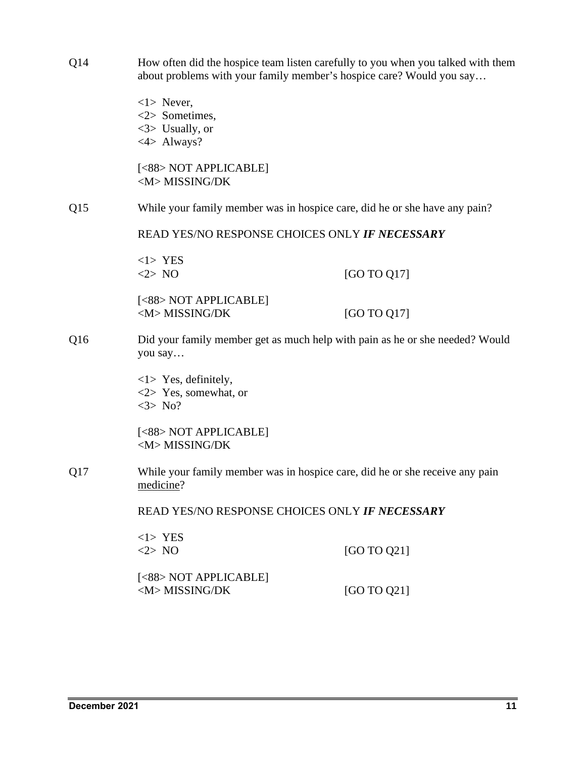Q14 How often did the hospice team listen carefully to you when you talked with them about problems with your family member's hospice care? Would you say…

<1> Never,
<2> Sometimes,
<3> Usually, or
<4> Always?

[<88> NOT APPLICABLE]
<M> MISSING/DK

Q15 While your family member was in hospice care, did he or she have any pain?

READ YES/NO RESPONSE CHOICES ONLY ***IF NECESSARY***

<1> YES
<2> NO [GO TO Q17]

[<88> NOT APPLICABLE]
<M> MISSING/DK [GO TO Q17]

Q16 Did your family member get as much help with pain as he or she needed? Would you say…

<1> Yes, definitely,
<2> Yes, somewhat, or
<3> No?

[<88> NOT APPLICABLE]
<M> MISSING/DK

Q17 While your family member was in hospice care, did he or she receive any pain <u>medicine</u>?

READ YES/NO RESPONSE CHOICES ONLY ***IF NECESSARY***

<1> YES
<2> NO [GO TO Q21]

[<88> NOT APPLICABLE]
<M> MISSING/DK [GO TO Q21]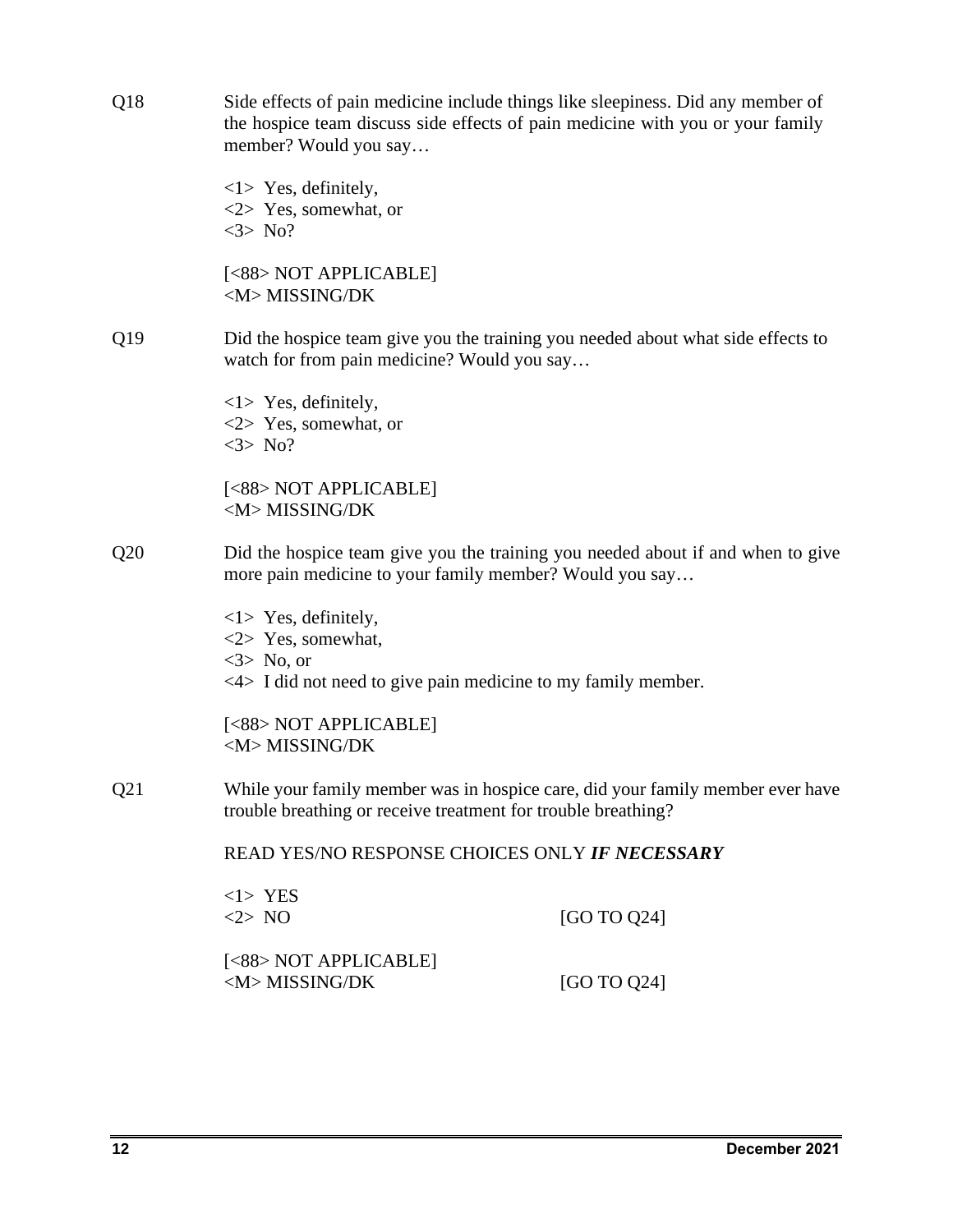Q18 Side effects of pain medicine include things like sleepiness. Did any member of the hospice team discuss side effects of pain medicine with you or your family member? Would you say…

<1> Yes, definitely,
<2> Yes, somewhat, or
<3> No?

[<88> NOT APPLICABLE]
<M> MISSING/DK

Q19 Did the hospice team give you the training you needed about what side effects to watch for from pain medicine? Would you say…

<1> Yes, definitely,
<2> Yes, somewhat, or
<3> No?

[<88> NOT APPLICABLE]
<M> MISSING/DK

Q20 Did the hospice team give you the training you needed about if and when to give more pain medicine to your family member? Would you say…

<1> Yes, definitely,
<2> Yes, somewhat,
<3> No, or
<4> I did not need to give pain medicine to my family member.

[<88> NOT APPLICABLE]
<M> MISSING/DK

Q21 While your family member was in hospice care, did your family member ever have trouble breathing or receive treatment for trouble breathing?

READ YES/NO RESPONSE CHOICES ONLY ***IF NECESSARY***

<1> YES
<2> NO [GO TO Q24]

[<88> NOT APPLICABLE]
<M> MISSING/DK [GO TO Q24]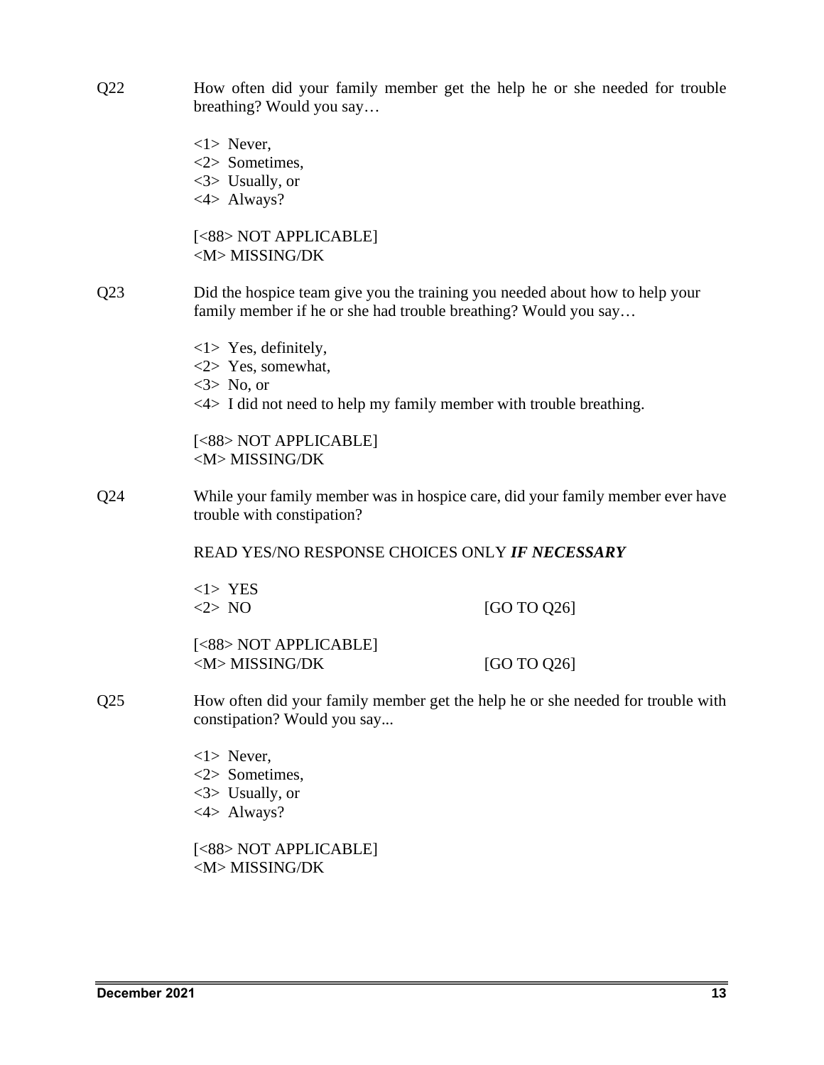Q22 How often did your family member get the help he or she needed for trouble breathing? Would you say…

<1> Never,
<2> Sometimes,
<3> Usually, or
<4> Always?

[<88> NOT APPLICABLE]
<M> MISSING/DK

Q23 Did the hospice team give you the training you needed about how to help your family member if he or she had trouble breathing? Would you say…

<1> Yes, definitely,
<2> Yes, somewhat,
<3> No, or
<4> I did not need to help my family member with trouble breathing.

[<88> NOT APPLICABLE]
<M> MISSING/DK

Q24 While your family member was in hospice care, did your family member ever have trouble with constipation?

READ YES/NO RESPONSE CHOICES ONLY ***IF NECESSARY***

<1> YES
<2> NO [GO TO Q26]

[<88> NOT APPLICABLE]
<M> MISSING/DK [GO TO Q26]

Q25 How often did your family member get the help he or she needed for trouble with constipation? Would you say...

<1> Never,
<2> Sometimes,
<3> Usually, or
<4> Always?

[<88> NOT APPLICABLE]
<M> MISSING/DK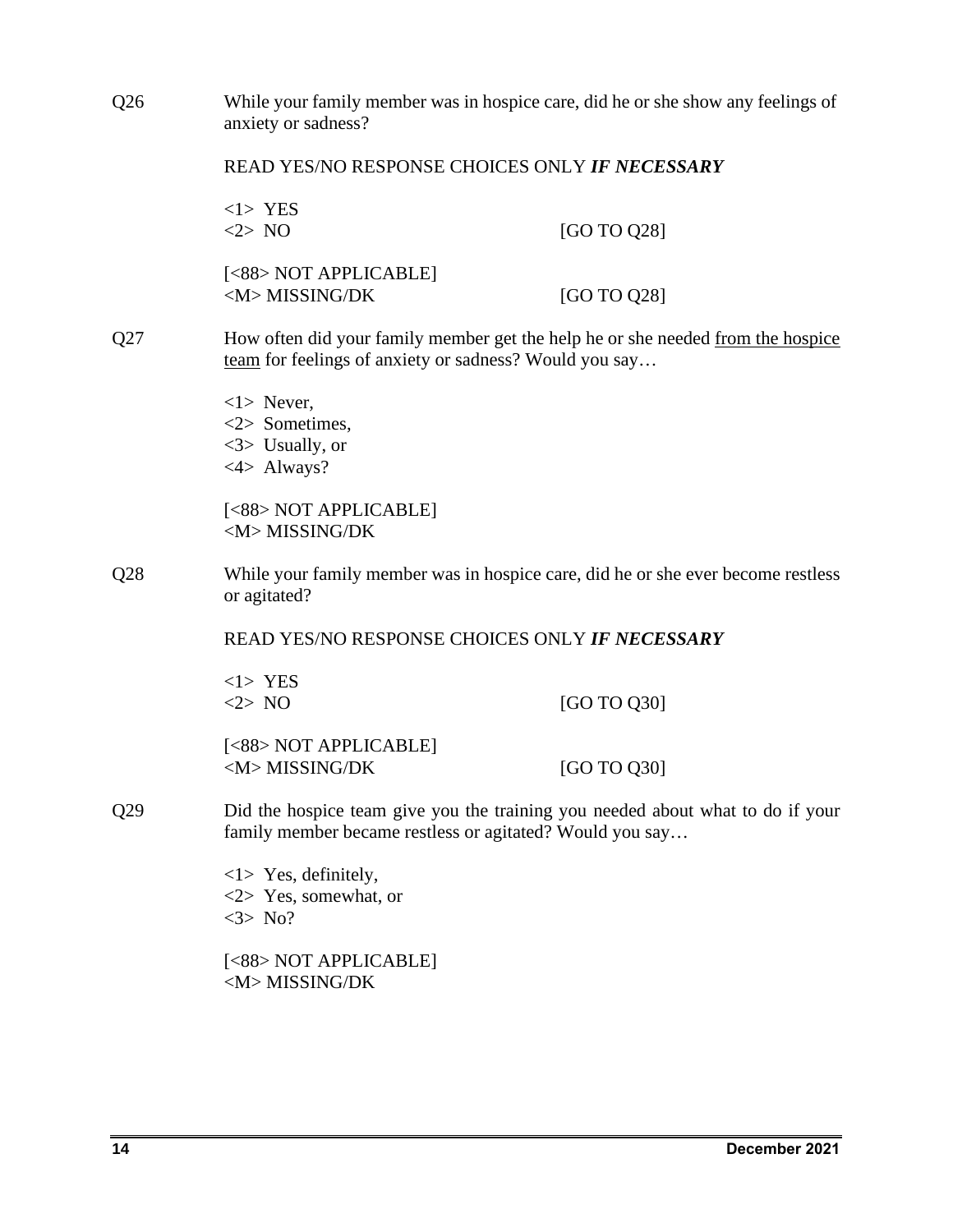Q26 While your family member was in hospice care, did he or she show any feelings of anxiety or sadness?

READ YES/NO RESPONSE CHOICES ONLY ***IF NECESSARY***

<1> YES
<2> NO [GO TO Q28]

[<88> NOT APPLICABLE]
<M> MISSING/DK [GO TO Q28]

Q27 How often did your family member get the help he or she needed <u>from the hospice team</u> for feelings of anxiety or sadness? Would you say…

<1> Never,
<2> Sometimes,
<3> Usually, or
<4> Always?

[<88> NOT APPLICABLE]
<M> MISSING/DK

Q28 While your family member was in hospice care, did he or she ever become restless or agitated?

READ YES/NO RESPONSE CHOICES ONLY ***IF NECESSARY***

<1> YES
<2> NO [GO TO Q30]

[<88> NOT APPLICABLE]
<M> MISSING/DK [GO TO Q30]

Q29 Did the hospice team give you the training you needed about what to do if your family member became restless or agitated? Would you say…

<1> Yes, definitely,
<2> Yes, somewhat, or
<3> No?

[<88> NOT APPLICABLE]
<M> MISSING/DK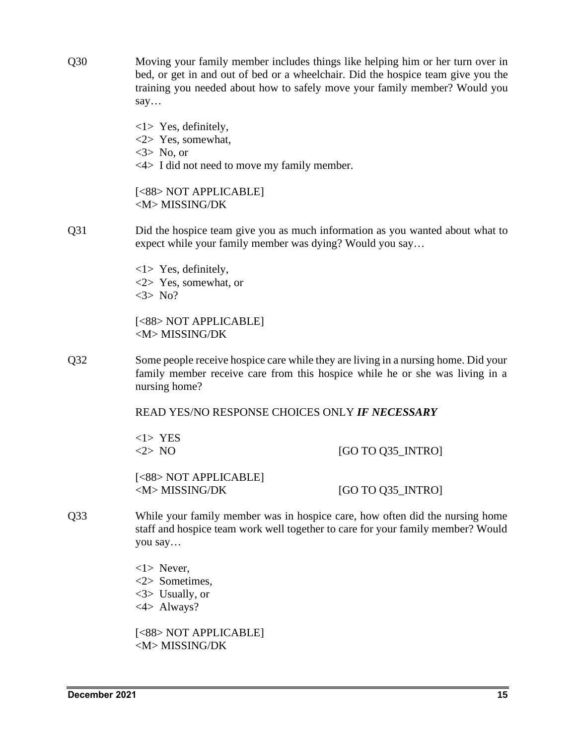Q30 Moving your family member includes things like helping him or her turn over in bed, or get in and out of bed or a wheelchair. Did the hospice team give you the training you needed about how to safely move your family member? Would you say…

<1> Yes, definitely,
<2> Yes, somewhat,
<3> No, or
<4> I did not need to move my family member.

[<88> NOT APPLICABLE]
<M> MISSING/DK

Q31 Did the hospice team give you as much information as you wanted about what to expect while your family member was dying? Would you say…

<1> Yes, definitely,
<2> Yes, somewhat, or
<3> No?

[<88> NOT APPLICABLE]
<M> MISSING/DK

Q32 Some people receive hospice care while they are living in a nursing home. Did your family member receive care from this hospice while he or she was living in a nursing home?

READ YES/NO RESPONSE CHOICES ONLY ***IF NECESSARY***

<1> YES
<2> NO [GO TO Q35_INTRO]

[<88> NOT APPLICABLE]
<M> MISSING/DK [GO TO Q35_INTRO]

Q33 While your family member was in hospice care, how often did the nursing home staff and hospice team work well together to care for your family member? Would you say…

<1> Never,
<2> Sometimes,
<3> Usually, or
<4> Always?

[<88> NOT APPLICABLE]
<M> MISSING/DK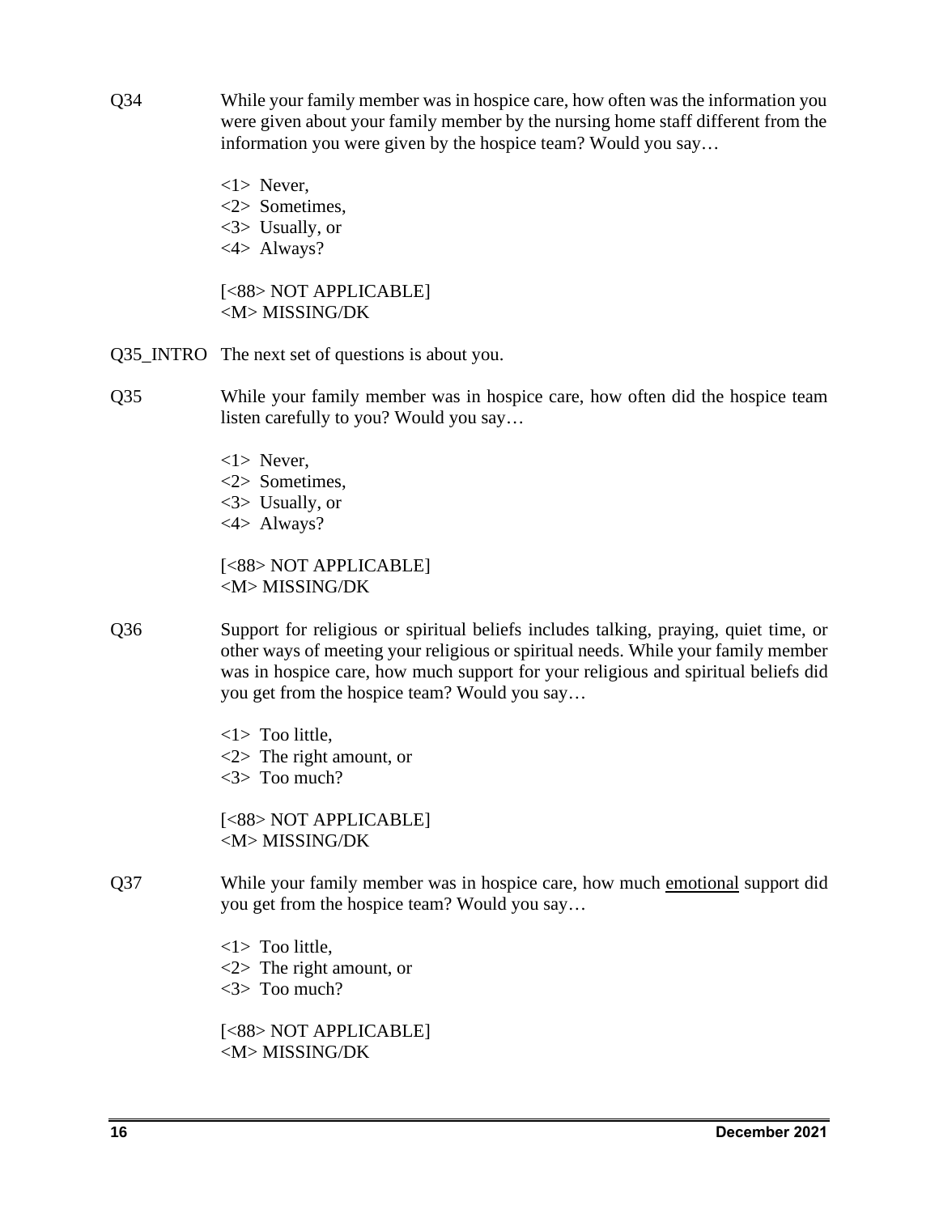Q34 While your family member was in hospice care, how often was the information you were given about your family member by the nursing home staff different from the information you were given by the hospice team? Would you say…

<1> Never,
<2> Sometimes,
<3> Usually, or
<4> Always?

[<88> NOT APPLICABLE]
<M> MISSING/DK

Q35_INTRO The next set of questions is about you.

Q35 While your family member was in hospice care, how often did the hospice team listen carefully to you? Would you say…

<1> Never,
<2> Sometimes,
<3> Usually, or
<4> Always?

[<88> NOT APPLICABLE]
<M> MISSING/DK

Q36 Support for religious or spiritual beliefs includes talking, praying, quiet time, or other ways of meeting your religious or spiritual needs. While your family member was in hospice care, how much support for your religious and spiritual beliefs did you get from the hospice team? Would you say…

<1> Too little,
<2> The right amount, or
<3> Too much?

[<88> NOT APPLICABLE]
<M> MISSING/DK

Q37 While your family member was in hospice care, how much <u>emotional</u> support did you get from the hospice team? Would you say…

<1> Too little,
<2> The right amount, or
<3> Too much?

[<88> NOT APPLICABLE]
<M> MISSING/DK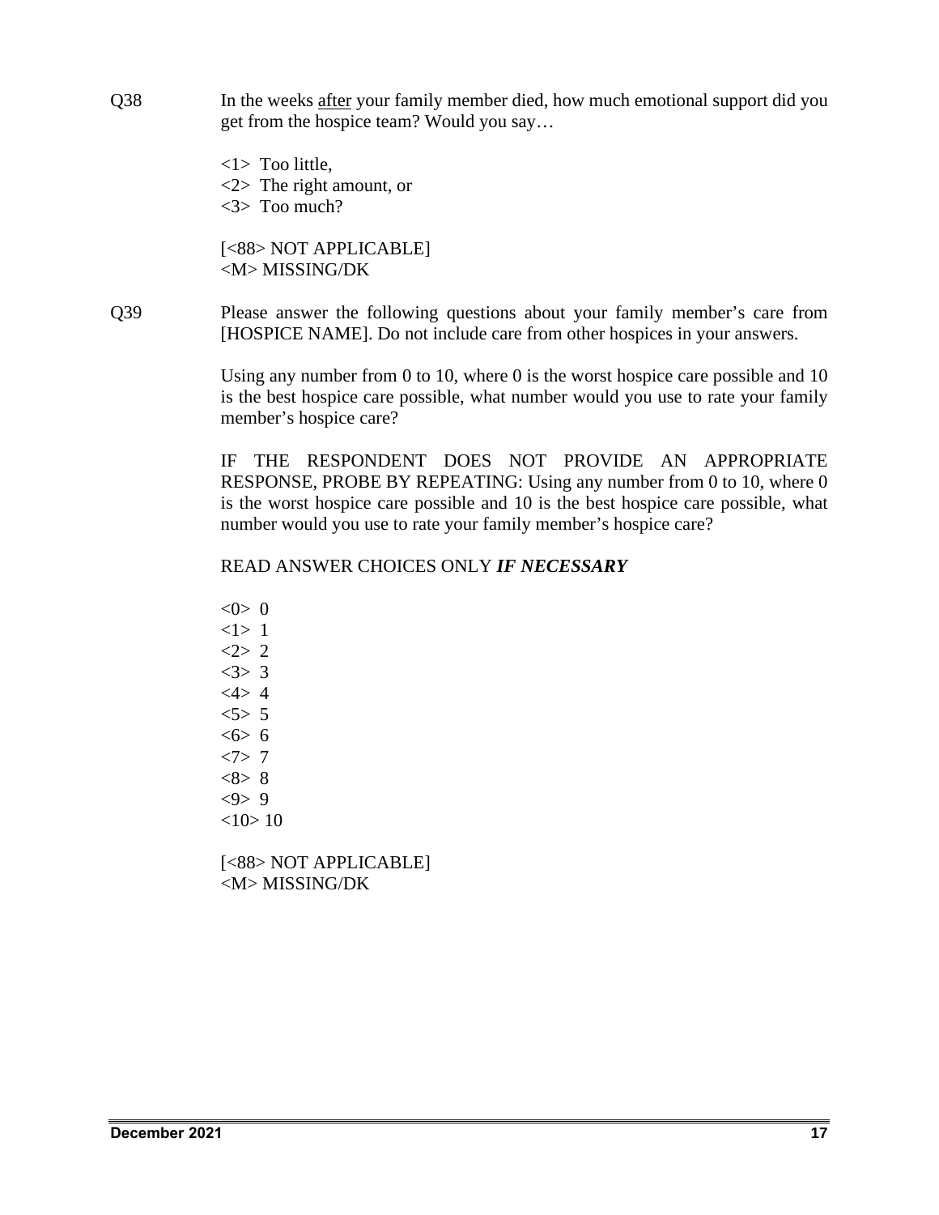Q38 In the weeks <u>after</u> your family member died, how much emotional support did you get from the hospice team? Would you say…

<1> Too little,
<2> The right amount, or
<3> Too much?

[<88> NOT APPLICABLE]
<M> MISSING/DK

Q39 Please answer the following questions about your family member's care from [HOSPICE NAME]. Do not include care from other hospices in your answers.

Using any number from 0 to 10, where 0 is the worst hospice care possible and 10 is the best hospice care possible, what number would you use to rate your family member's hospice care?

IF THE RESPONDENT DOES NOT PROVIDE AN APPROPRIATE RESPONSE, PROBE BY REPEATING: Using any number from 0 to 10, where 0 is the worst hospice care possible and 10 is the best hospice care possible, what number would you use to rate your family member's hospice care?

READ ANSWER CHOICES ONLY ***IF NECESSARY***

<0> 0
<1> 1
<2> 2
<3> 3
<4> 4
<5> 5
<6> 6
<7> 7
<8> 8
<9> 9
<10> 10

[<88> NOT APPLICABLE]
<M> MISSING/DK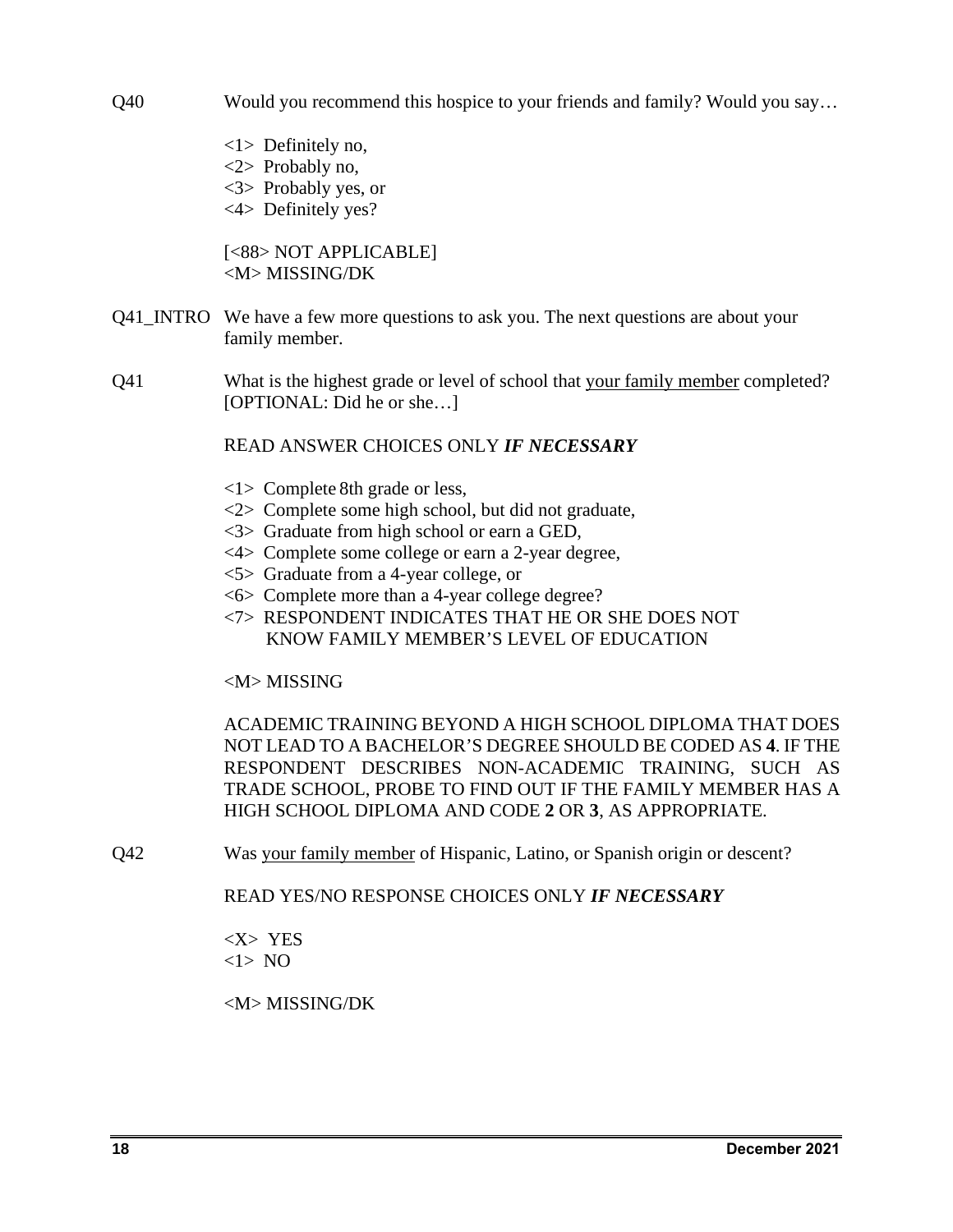Q40 Would you recommend this hospice to your friends and family? Would you say…

<1> Definitely no,
<2> Probably no,
<3> Probably yes, or
<4> Definitely yes?

[<88> NOT APPLICABLE]
<M> MISSING/DK

Q41_INTRO We have a few more questions to ask you. The next questions are about your family member.

Q41 What is the highest grade or level of school that <u>your family member</u> completed? [OPTIONAL: Did he or she…]

READ ANSWER CHOICES ONLY ***IF NECESSARY***

<1> Complete 8th grade or less,
<2> Complete some high school, but did not graduate,
<3> Graduate from high school or earn a GED,
<4> Complete some college or earn a 2-year degree,
<5> Graduate from a 4-year college, or
<6> Complete more than a 4-year college degree?
<7> RESPONDENT INDICATES THAT HE OR SHE DOES NOT KNOW FAMILY MEMBER'S LEVEL OF EDUCATION

<M> MISSING

ACADEMIC TRAINING BEYOND A HIGH SCHOOL DIPLOMA THAT DOES NOT LEAD TO A BACHELOR'S DEGREE SHOULD BE CODED AS **4**. IF THE RESPONDENT DESCRIBES NON-ACADEMIC TRAINING, SUCH AS TRADE SCHOOL, PROBE TO FIND OUT IF THE FAMILY MEMBER HAS A HIGH SCHOOL DIPLOMA AND CODE **2** OR **3**, AS APPROPRIATE.

Q42 Was <u>your family member</u> of Hispanic, Latino, or Spanish origin or descent?

READ YES/NO RESPONSE CHOICES ONLY ***IF NECESSARY***

<X> YES
<1> NO

<M> MISSING/DK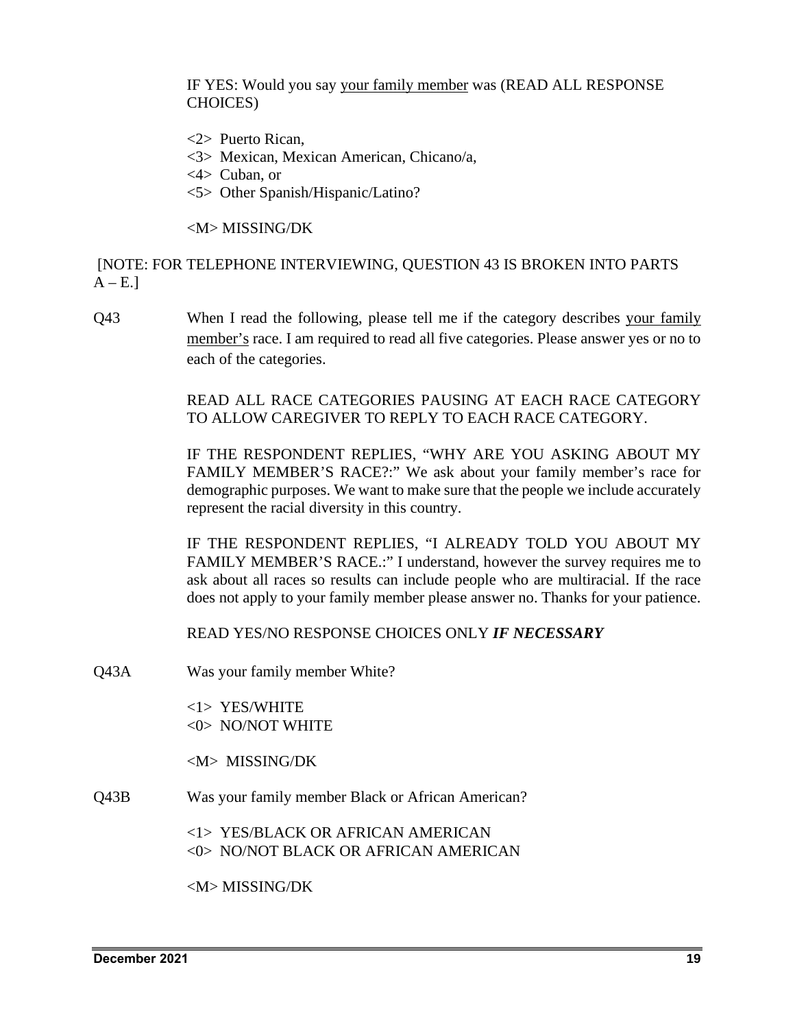IF YES: Would you say <u>your family member</u> was (READ ALL RESPONSE CHOICES)

<2> Puerto Rican,
<3> Mexican, Mexican American, Chicano/a,
<4> Cuban, or
<5> Other Spanish/Hispanic/Latino?

<M> MISSING/DK

[NOTE: FOR TELEPHONE INTERVIEWING, QUESTION 43 IS BROKEN INTO PARTS A – E.]

Q43 When I read the following, please tell me if the category describes <u>your family member's</u> race. I am required to read all five categories. Please answer yes or no to each of the categories.

READ ALL RACE CATEGORIES PAUSING AT EACH RACE CATEGORY TO ALLOW CAREGIVER TO REPLY TO EACH RACE CATEGORY.

IF THE RESPONDENT REPLIES, "WHY ARE YOU ASKING ABOUT MY FAMILY MEMBER'S RACE?:" We ask about your family member's race for demographic purposes. We want to make sure that the people we include accurately represent the racial diversity in this country.

IF THE RESPONDENT REPLIES, "I ALREADY TOLD YOU ABOUT MY FAMILY MEMBER'S RACE.:" I understand, however the survey requires me to ask about all races so results can include people who are multiracial. If the race does not apply to your family member please answer no. Thanks for your patience.

READ YES/NO RESPONSE CHOICES ONLY ***IF NECESSARY***

Q43A Was your family member White?

<1> YES/WHITE
<0> NO/NOT WHITE

<M> MISSING/DK

Q43B Was your family member Black or African American?

<1> YES/BLACK OR AFRICAN AMERICAN
<0> NO/NOT BLACK OR AFRICAN AMERICAN

<M> MISSING/DK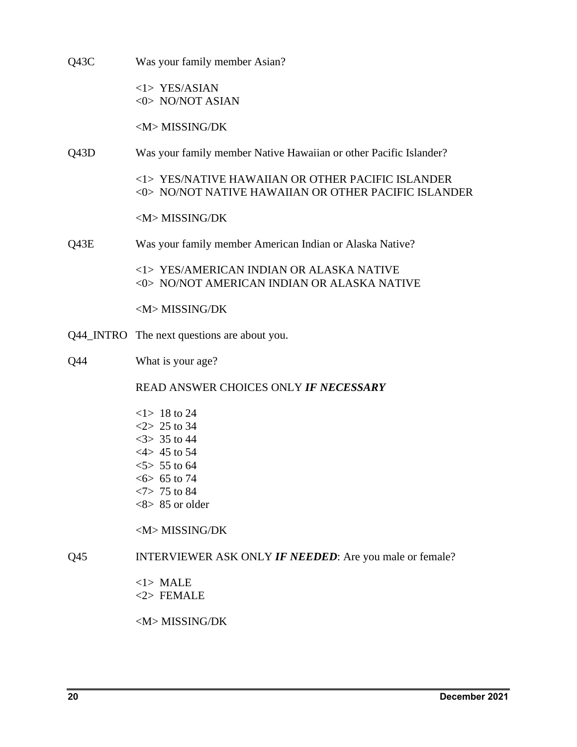Q43C Was your family member Asian?

<1> YES/ASIAN
<0> NO/NOT ASIAN

<M> MISSING/DK

Q43D Was your family member Native Hawaiian or other Pacific Islander?

<1> YES/NATIVE HAWAIIAN OR OTHER PACIFIC ISLANDER
<0> NO/NOT NATIVE HAWAIIAN OR OTHER PACIFIC ISLANDER

<M> MISSING/DK

Q43E Was your family member American Indian or Alaska Native?

<1> YES/AMERICAN INDIAN OR ALASKA NATIVE
<0> NO/NOT AMERICAN INDIAN OR ALASKA NATIVE

<M> MISSING/DK

Q44_INTRO The next questions are about you.

Q44 What is your age?

READ ANSWER CHOICES ONLY ***IF NECESSARY***

<1> 18 to 24
<2> 25 to 34
<3> 35 to 44
<4> 45 to 54
<5> 55 to 64
<6> 65 to 74
<7> 75 to 84
<8> 85 or older

<M> MISSING/DK

Q45 INTERVIEWER ASK ONLY ***IF NEEDED***: Are you male or female?

<1> MALE
<2> FEMALE

<M> MISSING/DK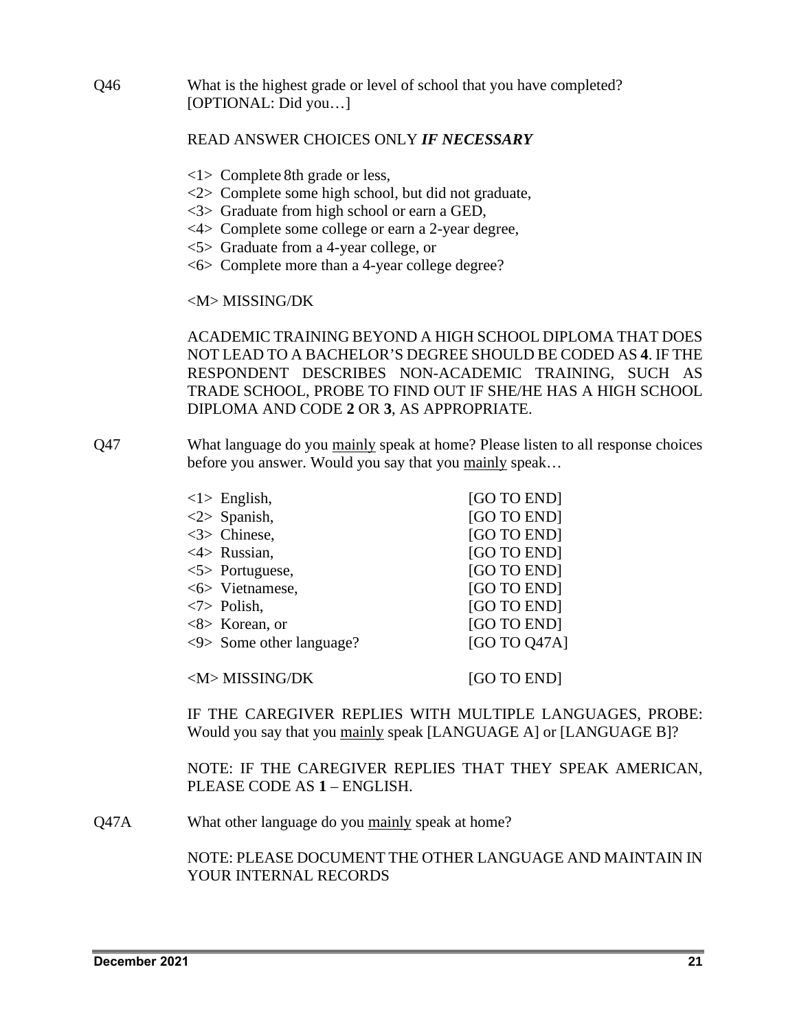Q46 What is the highest grade or level of school that you have completed? [OPTIONAL: Did you…]

READ ANSWER CHOICES ONLY ***IF NECESSARY***

<1> Complete 8th grade or less,
<2> Complete some high school, but did not graduate,
<3> Graduate from high school or earn a GED,
<4> Complete some college or earn a 2-year degree,
<5> Graduate from a 4-year college, or
<6> Complete more than a 4-year college degree?

<M> MISSING/DK

ACADEMIC TRAINING BEYOND A HIGH SCHOOL DIPLOMA THAT DOES NOT LEAD TO A BACHELOR'S DEGREE SHOULD BE CODED AS **4**. IF THE RESPONDENT DESCRIBES NON-ACADEMIC TRAINING, SUCH AS TRADE SCHOOL, PROBE TO FIND OUT IF SHE/HE HAS A HIGH SCHOOL DIPLOMA AND CODE **2** OR **3**, AS APPROPRIATE.

Q47 What language do you <u>mainly</u> speak at home? Please listen to all response choices before you answer. Would you say that you <u>mainly</u> speak…

| | |
|---|---|
| <1> English, | [GO TO END] |
| <2> Spanish, | [GO TO END] |
| <3> Chinese, | [GO TO END] |
| <4> Russian, | [GO TO END] |
| <5> Portuguese, | [GO TO END] |
| <6> Vietnamese, | [GO TO END] |
| <7> Polish, | [GO TO END] |
| <8> Korean, or | [GO TO END] |
| <9> Some other language? | [GO TO Q47A] |
| <M> MISSING/DK | [GO TO END] |

IF THE CAREGIVER REPLIES WITH MULTIPLE LANGUAGES, PROBE: Would you say that you <u>mainly</u> speak [LANGUAGE A] or [LANGUAGE B]?

NOTE: IF THE CAREGIVER REPLIES THAT THEY SPEAK AMERICAN, PLEASE CODE AS **1** – ENGLISH.

Q47A What other language do you <u>mainly</u> speak at home?

NOTE: PLEASE DOCUMENT THE OTHER LANGUAGE AND MAINTAIN IN YOUR INTERNAL RECORDS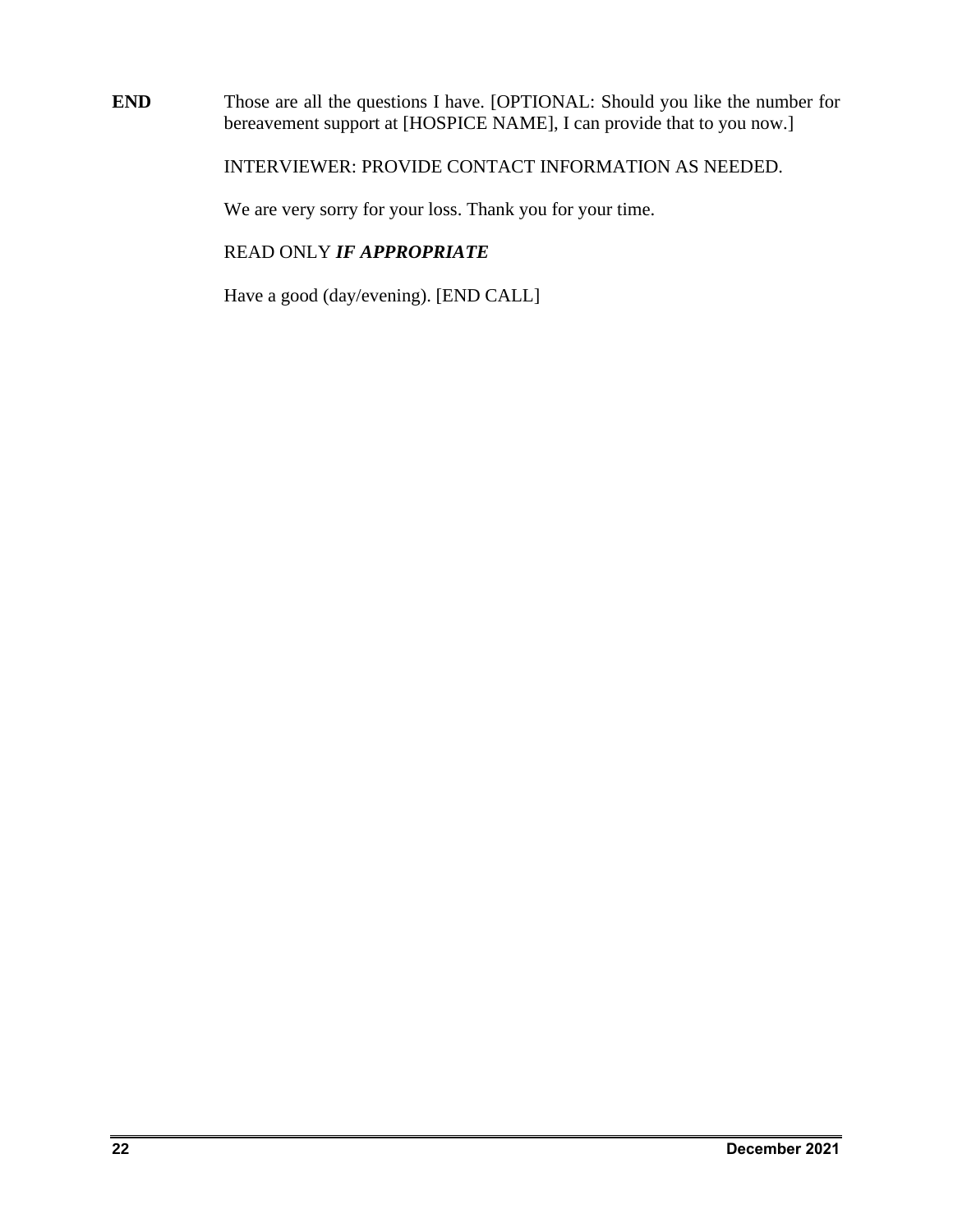**END** Those are all the questions I have. [OPTIONAL: Should you like the number for bereavement support at [HOSPICE NAME], I can provide that to you now.]

INTERVIEWER: PROVIDE CONTACT INFORMATION AS NEEDED.

We are very sorry for your loss. Thank you for your time.

READ ONLY ***IF APPROPRIATE***

Have a good (day/evening). [END CALL]